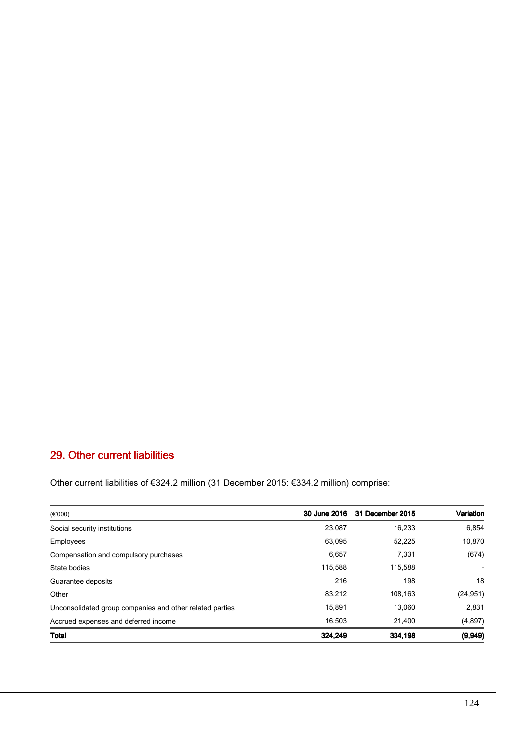## 29. Other current liabilities

Other current liabilities of €324.2 million (31 December 2015: €334.2 million) comprise:

| (€'000) | 30 June 2016 | 31 December 2015 | Variation |
|---|---|---|---|
| Social security institutions | 23,087 | 16,233 | 6,854 |
| Employees | 63,095 | 52,225 | 10,870 |
| Compensation and compulsory purchases | 6,657 | 7,331 | (674) |
| State bodies | 115,588 | 115,588 | - |
| Guarantee deposits | 216 | 198 | 18 |
| Other | 83,212 | 108,163 | (24,951) |
| Unconsolidated group companies and other related parties | 15,891 | 13,060 | 2,831 |
| Accrued expenses and deferred income | 16,503 | 21,400 | (4,897) |
| **Total** | **324,249** | **334,198** | **(9,949)** |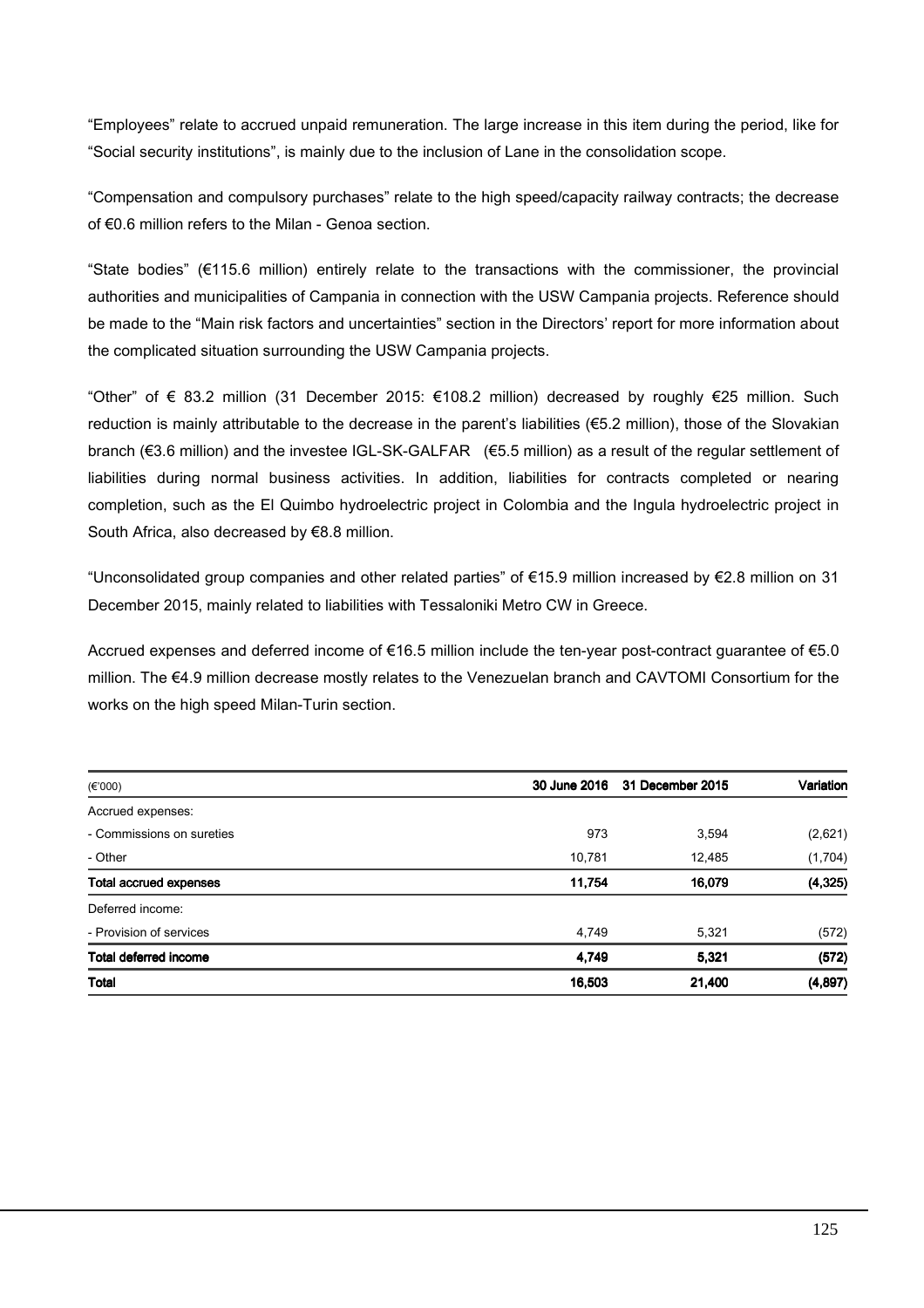"Employees" relate to accrued unpaid remuneration. The large increase in this item during the period, like for "Social security institutions", is mainly due to the inclusion of Lane in the consolidation scope.

"Compensation and compulsory purchases" relate to the high speed/capacity railway contracts; the decrease of €0.6 million refers to the Milan - Genoa section.

"State bodies" (€115.6 million) entirely relate to the transactions with the commissioner, the provincial authorities and municipalities of Campania in connection with the USW Campania projects. Reference should be made to the "Main risk factors and uncertainties" section in the Directors' report for more information about the complicated situation surrounding the USW Campania projects.

"Other" of € 83.2 million (31 December 2015: €108.2 million) decreased by roughly €25 million. Such reduction is mainly attributable to the decrease in the parent's liabilities (€5.2 million), those of the Slovakian branch (€3.6 million) and the investee IGL-SK-GALFAR (€5.5 million) as a result of the regular settlement of liabilities during normal business activities. In addition, liabilities for contracts completed or nearing completion, such as the El Quimbo hydroelectric project in Colombia and the Ingula hydroelectric project in South Africa, also decreased by €8.8 million.

"Unconsolidated group companies and other related parties" of €15.9 million increased by €2.8 million on 31 December 2015, mainly related to liabilities with Tessaloniki Metro CW in Greece.

Accrued expenses and deferred income of €16.5 million include the ten-year post-contract guarantee of €5.0 million. The €4.9 million decrease mostly relates to the Venezuelan branch and CAVTOMI Consortium for the works on the high speed Milan-Turin section.

| (€'000) | 30 June 2016 | 31 December 2015 | Variation |
|---|---|---|---|
| Accrued expenses: | | | |
| - Commissions on sureties | 973 | 3,594 | (2,621) |
| - Other | 10,781 | 12,485 | (1,704) |
| **Total accrued expenses** | **11,754** | **16,079** | **(4,325)** |
| Deferred income: | | | |
| - Provision of services | 4,749 | 5,321 | (572) |
| **Total deferred income** | **4,749** | **5,321** | **(572)** |
| **Total** | **16,503** | **21,400** | **(4,897)** |